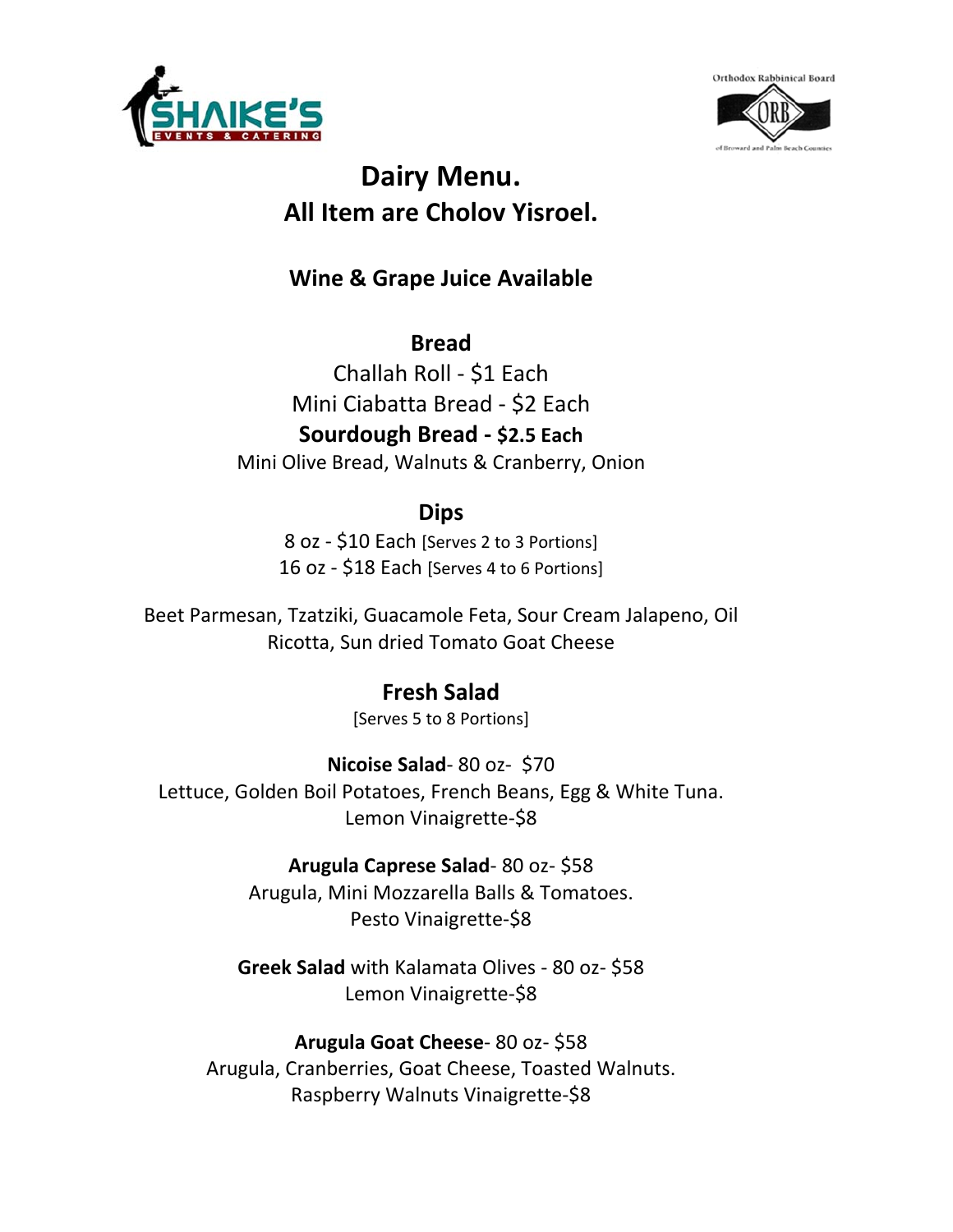# Dairy Menu.

## All Item are Cholov Yisroel.

### Wine & Grape Juice Available

### Bread

Challah Roll - $1 Each

Mini Ciabatta Bread - $2 Each

**Sourdough Bread - $2.5 Each**

Mini Olive Bread, Walnuts & Cranberry, Onion

### Dips

8 oz - $10 Each [Serves 2 to 3 Portions]

16 oz - $18 Each [Serves 4 to 6 Portions]

Beet Parmesan, Tzatziki, Guacamole Feta, Sour Cream Jalapeno, Oil Ricotta, Sun dried Tomato Goat Cheese

### Fresh Salad

[Serves 5 to 8 Portions]

**Nicoise Salad**- 80 oz- $70

Lettuce, Golden Boil Potatoes, French Beans, Egg & White Tuna.

Lemon Vinaigrette-$8

**Arugula Caprese Salad**- 80 oz- $58

Arugula, Mini Mozzarella Balls & Tomatoes.

Pesto Vinaigrette-$8

**Greek Salad** with Kalamata Olives - 80 oz- $58

Lemon Vinaigrette-$8

**Arugula Goat Cheese**- 80 oz- $58

Arugula, Cranberries, Goat Cheese, Toasted Walnuts.

Raspberry Walnuts Vinaigrette-$8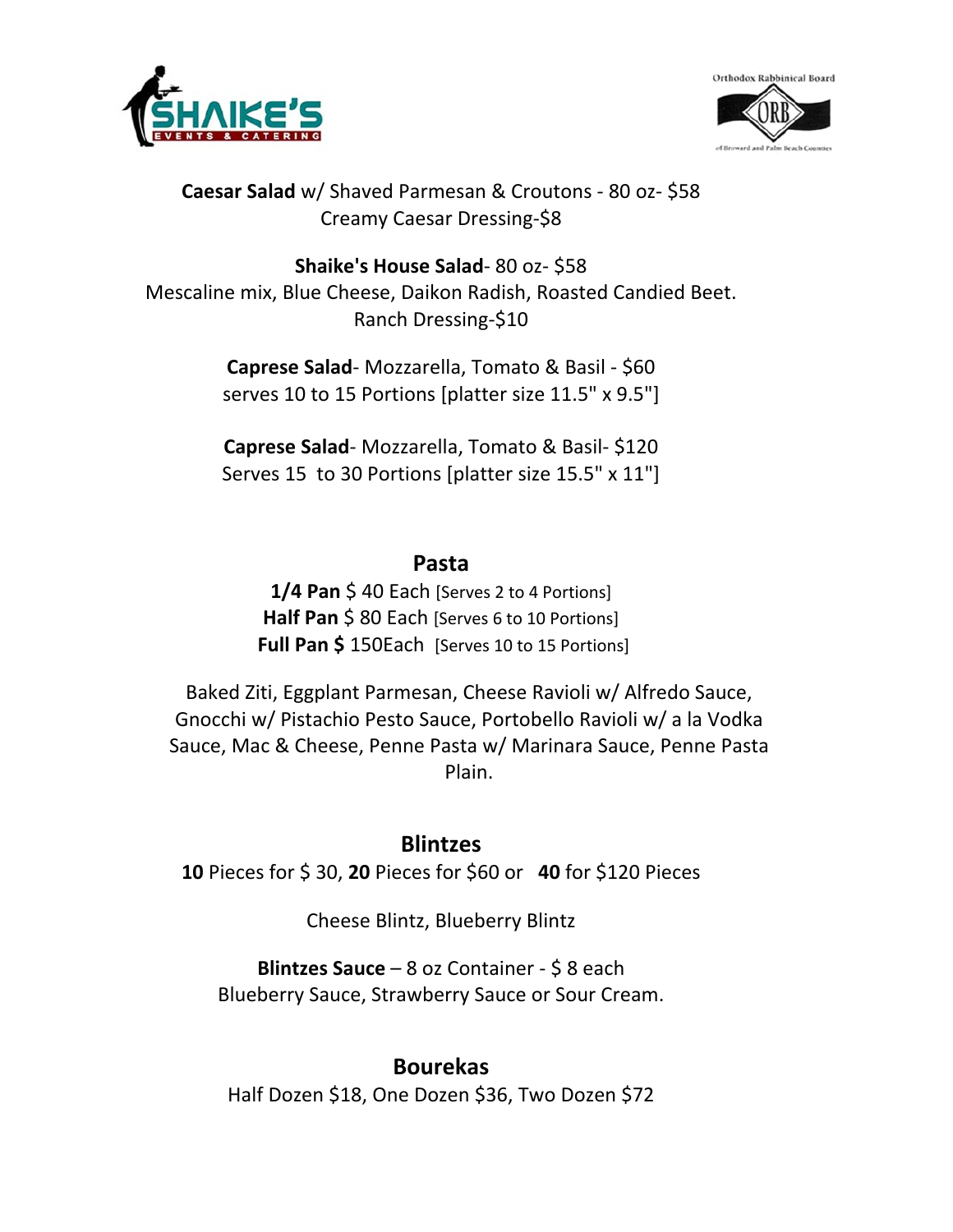**Caesar Salad** w/ Shaved Parmesan & Croutons - 80 oz- $58
Creamy Caesar Dressing-$8

**Shaike's House Salad**- 80 oz- $58
Mescaline mix, Blue Cheese, Daikon Radish, Roasted Candied Beet.
Ranch Dressing-$10

**Caprese Salad**- Mozzarella, Tomato & Basil - $60
serves 10 to 15 Portions [platter size 11.5" x 9.5"]

**Caprese Salad**- Mozzarella, Tomato & Basil- $120
Serves 15 to 30 Portions [platter size 15.5" x 11"]

## Pasta

**1/4 Pan** $ 40 Each [Serves 2 to 4 Portions]
**Half Pan** $ 80 Each [Serves 6 to 10 Portions]
**Full Pan $** 150Each [Serves 10 to 15 Portions]

Baked Ziti, Eggplant Parmesan, Cheese Ravioli w/ Alfredo Sauce, Gnocchi w/ Pistachio Pesto Sauce, Portobello Ravioli w/ a la Vodka Sauce, Mac & Cheese, Penne Pasta w/ Marinara Sauce, Penne Pasta Plain.

## Blintzes

**10** Pieces for $ 30, **20** Pieces for $60 or **40** for $120 Pieces

Cheese Blintz, Blueberry Blintz

**Blintzes Sauce** – 8 oz Container - $ 8 each
Blueberry Sauce, Strawberry Sauce or Sour Cream.

## Bourekas

Half Dozen $18, One Dozen $36, Two Dozen $72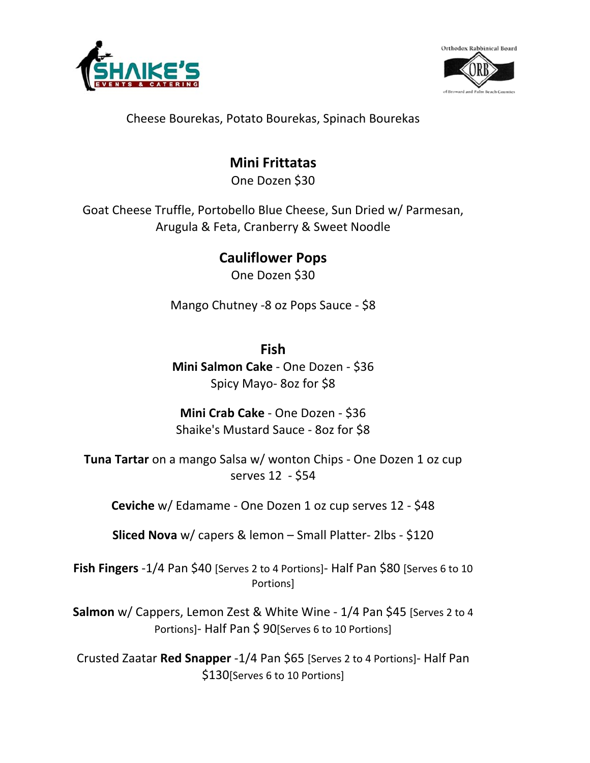Cheese Bourekas, Potato Bourekas, Spinach Bourekas

## Mini Frittatas

One Dozen $30

Goat Cheese Truffle, Portobello Blue Cheese, Sun Dried w/ Parmesan, Arugula & Feta, Cranberry & Sweet Noodle

## Cauliflower Pops

One Dozen $30

Mango Chutney -8 oz Pops Sauce - $8

## Fish

**Mini Salmon Cake** - One Dozen - $36
Spicy Mayo- 8oz for $8

**Mini Crab Cake** - One Dozen - $36
Shaike's Mustard Sauce - 8oz for $8

**Tuna Tartar** on a mango Salsa w/ wonton Chips - One Dozen 1 oz cup serves 12 - $54

**Ceviche** w/ Edamame - One Dozen 1 oz cup serves 12 - $48

**Sliced Nova** w/ capers & lemon – Small Platter- 2lbs - $120

**Fish Fingers** -1/4 Pan $40 [Serves 2 to 4 Portions]- Half Pan $80 [Serves 6 to 10 Portions]

**Salmon** w/ Cappers, Lemon Zest & White Wine - 1/4 Pan $45 [Serves 2 to 4 Portions]- Half Pan $ 90[Serves 6 to 10 Portions]

Crusted Zaatar **Red Snapper** -1/4 Pan $65 [Serves 2 to 4 Portions]- Half Pan $130[Serves 6 to 10 Portions]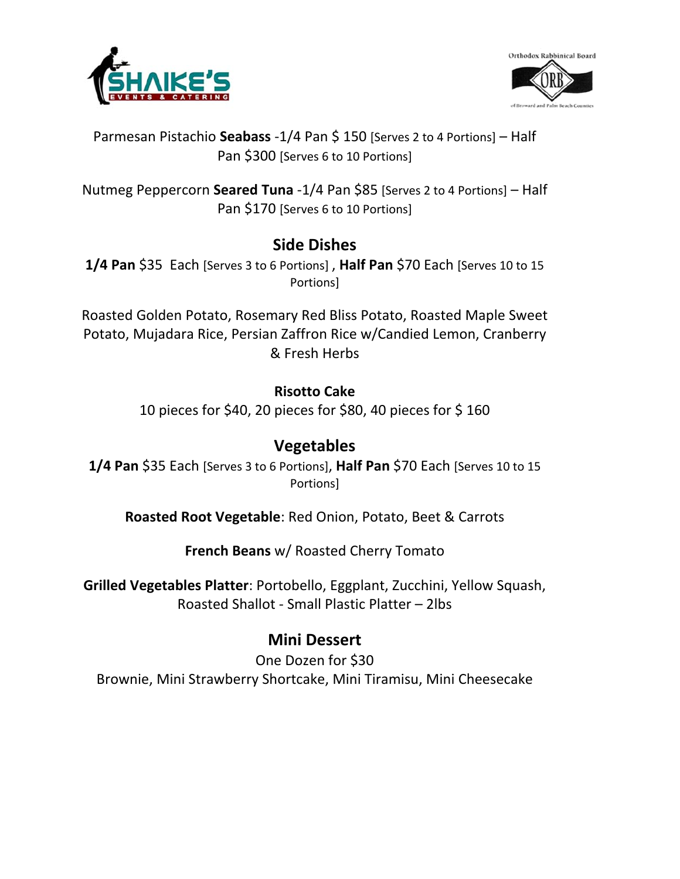Parmesan Pistachio **Seabass** -1/4 Pan $ 150 [Serves 2 to 4 Portions] – Half Pan $300 [Serves 6 to 10 Portions]

Nutmeg Peppercorn **Seared Tuna** -1/4 Pan $85 [Serves 2 to 4 Portions] – Half Pan $170 [Serves 6 to 10 Portions]

## Side Dishes

**1/4 Pan** $35 Each [Serves 3 to 6 Portions] , **Half Pan** $70 Each [Serves 10 to 15 Portions]

Roasted Golden Potato, Rosemary Red Bliss Potato, Roasted Maple Sweet Potato, Mujadara Rice, Persian Zaffron Rice w/Candied Lemon, Cranberry & Fresh Herbs

**Risotto Cake**

10 pieces for $40, 20 pieces for $80, 40 pieces for $ 160

## Vegetables

**1/4 Pan** $35 Each [Serves 3 to 6 Portions], **Half Pan** $70 Each [Serves 10 to 15 Portions]

**Roasted Root Vegetable**: Red Onion, Potato, Beet & Carrots

**French Beans** w/ Roasted Cherry Tomato

**Grilled Vegetables Platter**: Portobello, Eggplant, Zucchini, Yellow Squash, Roasted Shallot - Small Plastic Platter – 2lbs

## Mini Dessert

One Dozen for $30

Brownie, Mini Strawberry Shortcake, Mini Tiramisu, Mini Cheesecake